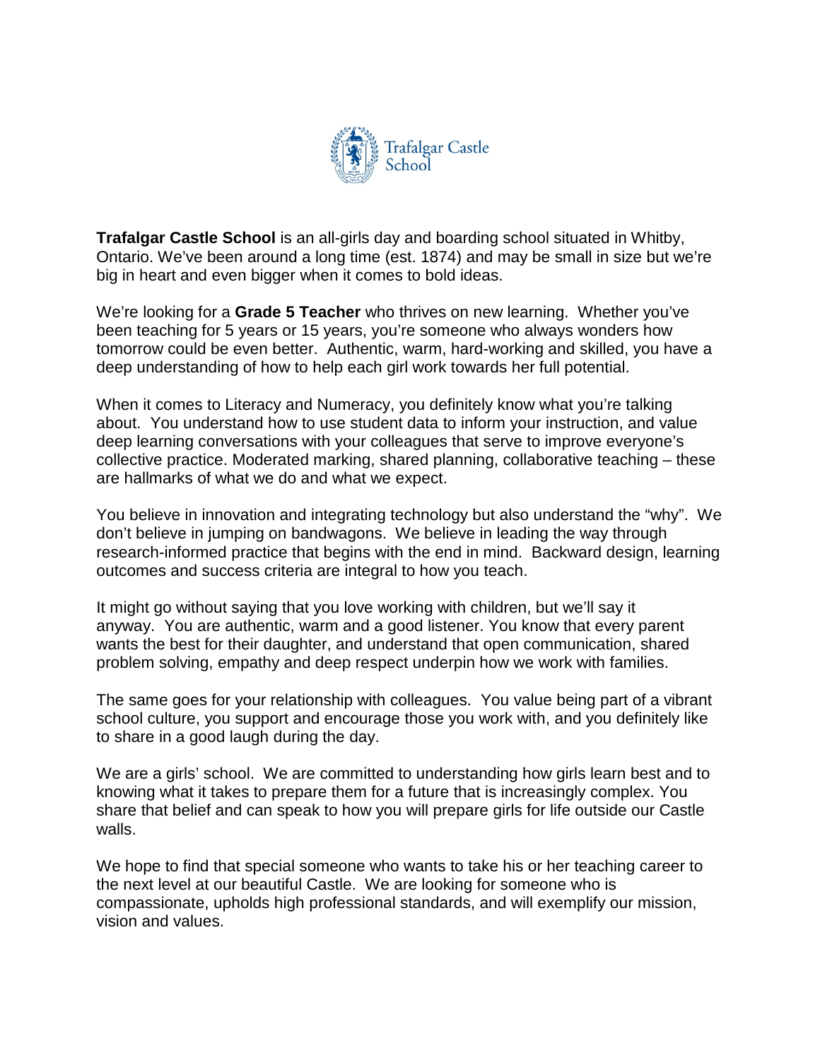Trafalgar Castle School

**Trafalgar Castle School** is an all-girls day and boarding school situated in Whitby, Ontario. We've been around a long time (est. 1874) and may be small in size but we're big in heart and even bigger when it comes to bold ideas.

We're looking for a **Grade 5 Teacher** who thrives on new learning. Whether you've been teaching for 5 years or 15 years, you're someone who always wonders how tomorrow could be even better. Authentic, warm, hard-working and skilled, you have a deep understanding of how to help each girl work towards her full potential.

When it comes to Literacy and Numeracy, you definitely know what you're talking about. You understand how to use student data to inform your instruction, and value deep learning conversations with your colleagues that serve to improve everyone's collective practice. Moderated marking, shared planning, collaborative teaching – these are hallmarks of what we do and what we expect.

You believe in innovation and integrating technology but also understand the "why". We don't believe in jumping on bandwagons. We believe in leading the way through research-informed practice that begins with the end in mind. Backward design, learning outcomes and success criteria are integral to how you teach.

It might go without saying that you love working with children, but we'll say it anyway. You are authentic, warm and a good listener. You know that every parent wants the best for their daughter, and understand that open communication, shared problem solving, empathy and deep respect underpin how we work with families.

The same goes for your relationship with colleagues. You value being part of a vibrant school culture, you support and encourage those you work with, and you definitely like to share in a good laugh during the day.

We are a girls' school. We are committed to understanding how girls learn best and to knowing what it takes to prepare them for a future that is increasingly complex. You share that belief and can speak to how you will prepare girls for life outside our Castle walls.

We hope to find that special someone who wants to take his or her teaching career to the next level at our beautiful Castle. We are looking for someone who is compassionate, upholds high professional standards, and will exemplify our mission, vision and values.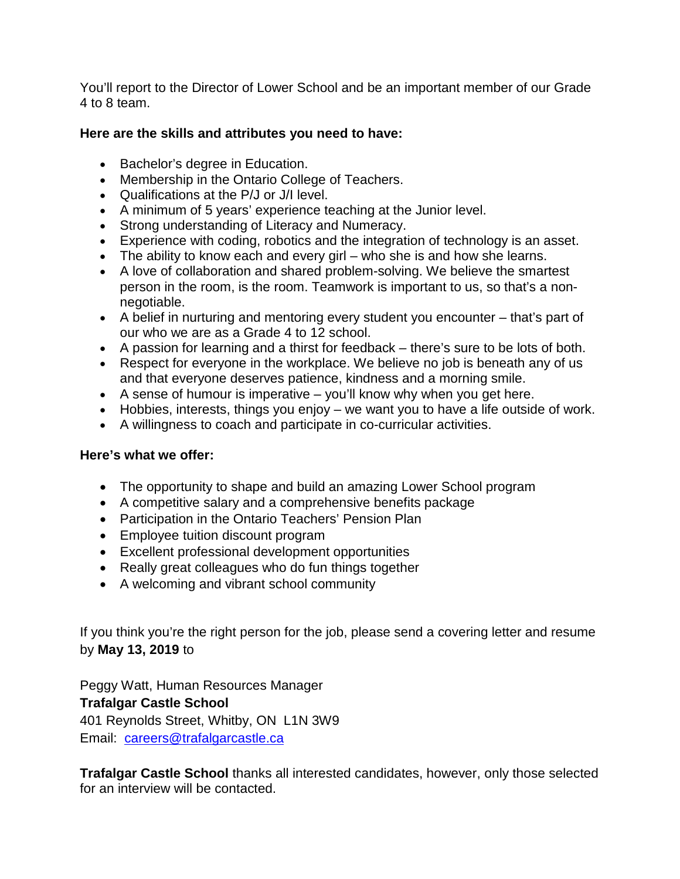You'll report to the Director of Lower School and be an important member of our Grade 4 to 8 team.

**Here are the skills and attributes you need to have:**

- Bachelor's degree in Education.
- Membership in the Ontario College of Teachers.
- Qualifications at the P/J or J/I level.
- A minimum of 5 years' experience teaching at the Junior level.
- Strong understanding of Literacy and Numeracy.
- Experience with coding, robotics and the integration of technology is an asset.
- The ability to know each and every girl – who she is and how she learns.
- A love of collaboration and shared problem-solving. We believe the smartest person in the room, is the room. Teamwork is important to us, so that's a non-negotiable.
- A belief in nurturing and mentoring every student you encounter – that's part of our who we are as a Grade 4 to 12 school.
- A passion for learning and a thirst for feedback – there's sure to be lots of both.
- Respect for everyone in the workplace. We believe no job is beneath any of us and that everyone deserves patience, kindness and a morning smile.
- A sense of humour is imperative – you'll know why when you get here.
- Hobbies, interests, things you enjoy – we want you to have a life outside of work.
- A willingness to coach and participate in co-curricular activities.

**Here's what we offer:**

- The opportunity to shape and build an amazing Lower School program
- A competitive salary and a comprehensive benefits package
- Participation in the Ontario Teachers' Pension Plan
- Employee tuition discount program
- Excellent professional development opportunities
- Really great colleagues who do fun things together
- A welcoming and vibrant school community

If you think you're the right person for the job, please send a covering letter and resume by **May 13, 2019** to

Peggy Watt, Human Resources Manager
**Trafalgar Castle School**
401 Reynolds Street, Whitby, ON L1N 3W9
Email: [careers@trafalgarcastle.ca](mailto:careers@trafalgarcastle.ca)

**Trafalgar Castle School** thanks all interested candidates, however, only those selected for an interview will be contacted.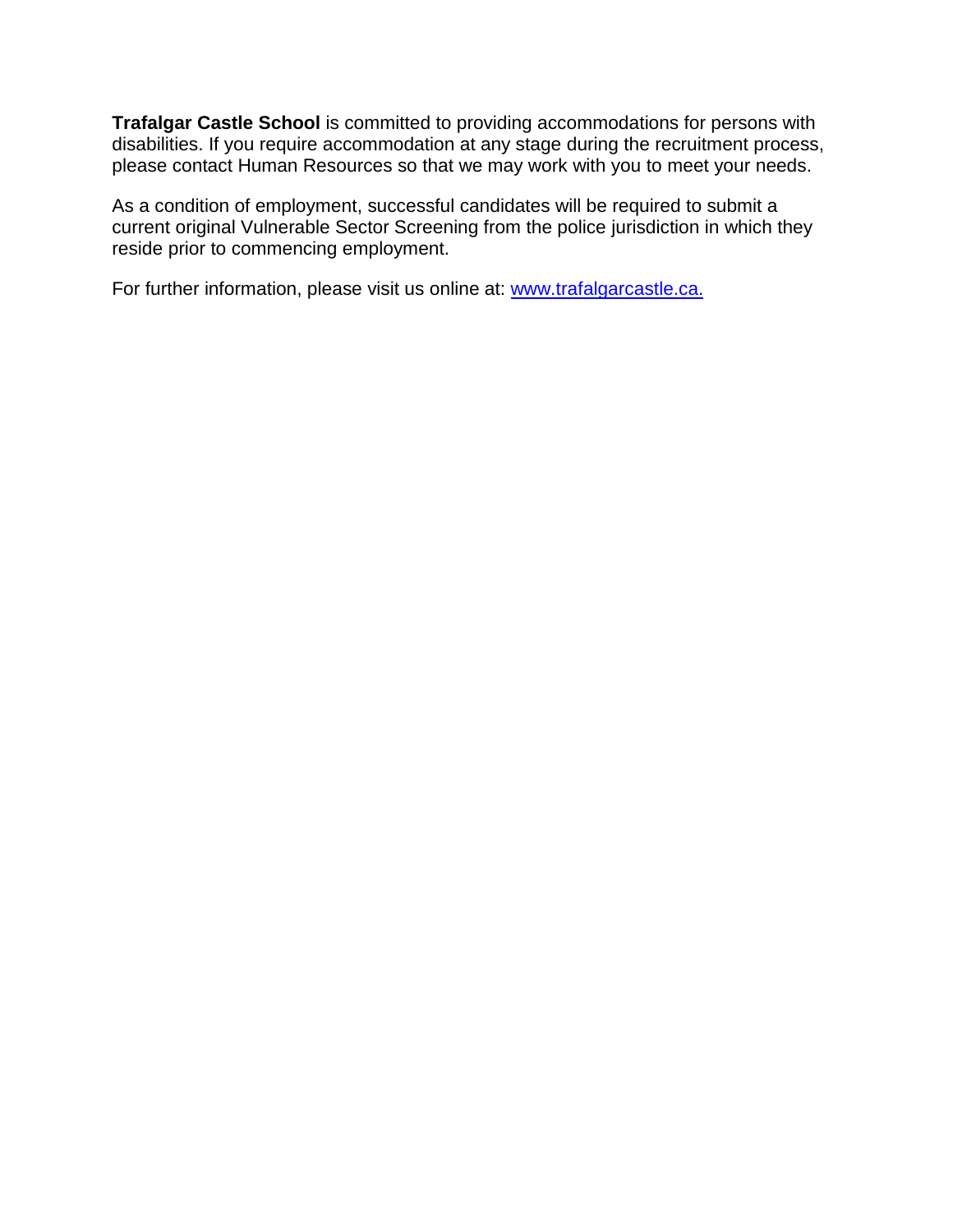**Trafalgar Castle School** is committed to providing accommodations for persons with disabilities. If you require accommodation at any stage during the recruitment process, please contact Human Resources so that we may work with you to meet your needs.

As a condition of employment, successful candidates will be required to submit a current original Vulnerable Sector Screening from the police jurisdiction in which they reside prior to commencing employment.

For further information, please visit us online at: [www.trafalgarcastle.ca.](http://www.trafalgarcastle.ca)